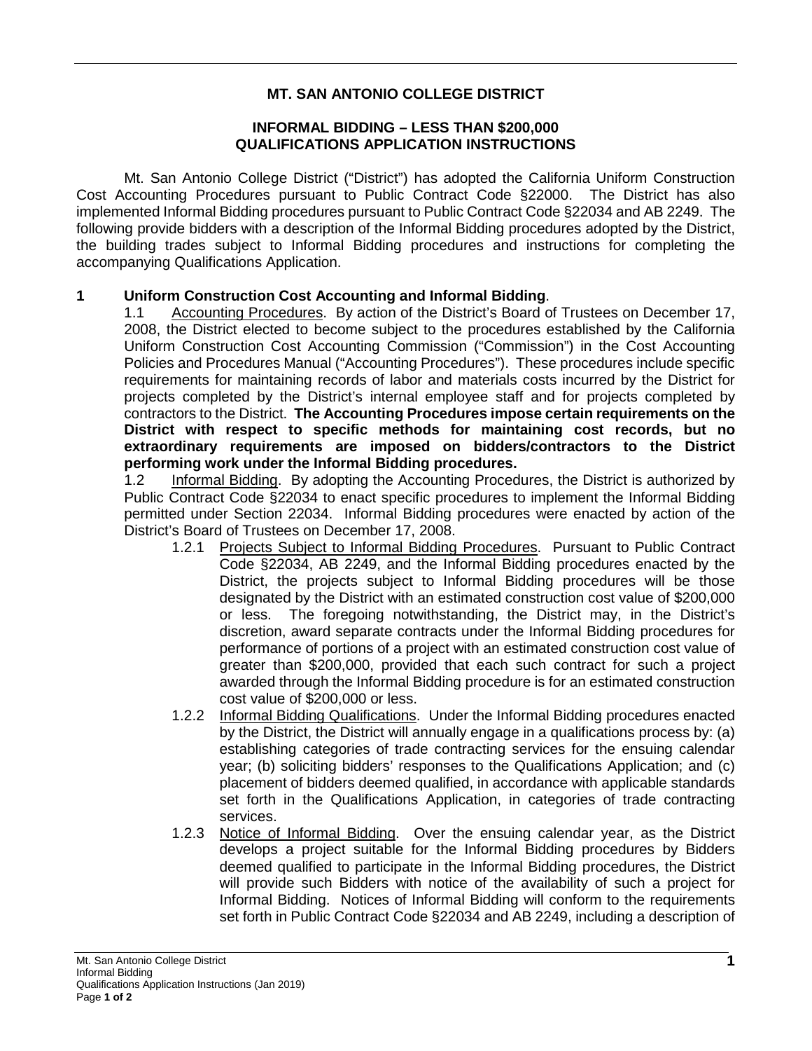# MT. SAN ANTONIO COLLEGE DISTRICT

## INFORMAL BIDDING – LESS THAN $200,000
## QUALIFICATIONS APPLICATION INSTRUCTIONS

Mt. San Antonio College District ("District") has adopted the California Uniform Construction Cost Accounting Procedures pursuant to Public Contract Code §22000. The District has also implemented Informal Bidding procedures pursuant to Public Contract Code §22034 and AB 2249. The following provide bidders with a description of the Informal Bidding procedures adopted by the District, the building trades subject to Informal Bidding procedures and instructions for completing the accompanying Qualifications Application.

**1 Uniform Construction Cost Accounting and Informal Bidding**.

1.1 Accounting Procedures. By action of the District's Board of Trustees on December 17, 2008, the District elected to become subject to the procedures established by the California Uniform Construction Cost Accounting Commission ("Commission") in the Cost Accounting Policies and Procedures Manual ("Accounting Procedures"). These procedures include specific requirements for maintaining records of labor and materials costs incurred by the District for projects completed by the District's internal employee staff and for projects completed by contractors to the District. **The Accounting Procedures impose certain requirements on the District with respect to specific methods for maintaining cost records, but no extraordinary requirements are imposed on bidders/contractors to the District performing work under the Informal Bidding procedures.**

1.2 Informal Bidding. By adopting the Accounting Procedures, the District is authorized by Public Contract Code §22034 to enact specific procedures to implement the Informal Bidding permitted under Section 22034. Informal Bidding procedures were enacted by action of the District's Board of Trustees on December 17, 2008.

1.2.1 Projects Subject to Informal Bidding Procedures. Pursuant to Public Contract Code §22034, AB 2249, and the Informal Bidding procedures enacted by the District, the projects subject to Informal Bidding procedures will be those designated by the District with an estimated construction cost value of $200,000 or less. The foregoing notwithstanding, the District may, in the District's discretion, award separate contracts under the Informal Bidding procedures for performance of portions of a project with an estimated construction cost value of greater than $200,000, provided that each such contract for such a project awarded through the Informal Bidding procedure is for an estimated construction cost value of $200,000 or less.

1.2.2 Informal Bidding Qualifications. Under the Informal Bidding procedures enacted by the District, the District will annually engage in a qualifications process by: (a) establishing categories of trade contracting services for the ensuing calendar year; (b) soliciting bidders' responses to the Qualifications Application; and (c) placement of bidders deemed qualified, in accordance with applicable standards set forth in the Qualifications Application, in categories of trade contracting services.

1.2.3 Notice of Informal Bidding. Over the ensuing calendar year, as the District develops a project suitable for the Informal Bidding procedures by Bidders deemed qualified to participate in the Informal Bidding procedures, the District will provide such Bidders with notice of the availability of such a project for Informal Bidding. Notices of Informal Bidding will conform to the requirements set forth in Public Contract Code §22034 and AB 2249, including a description of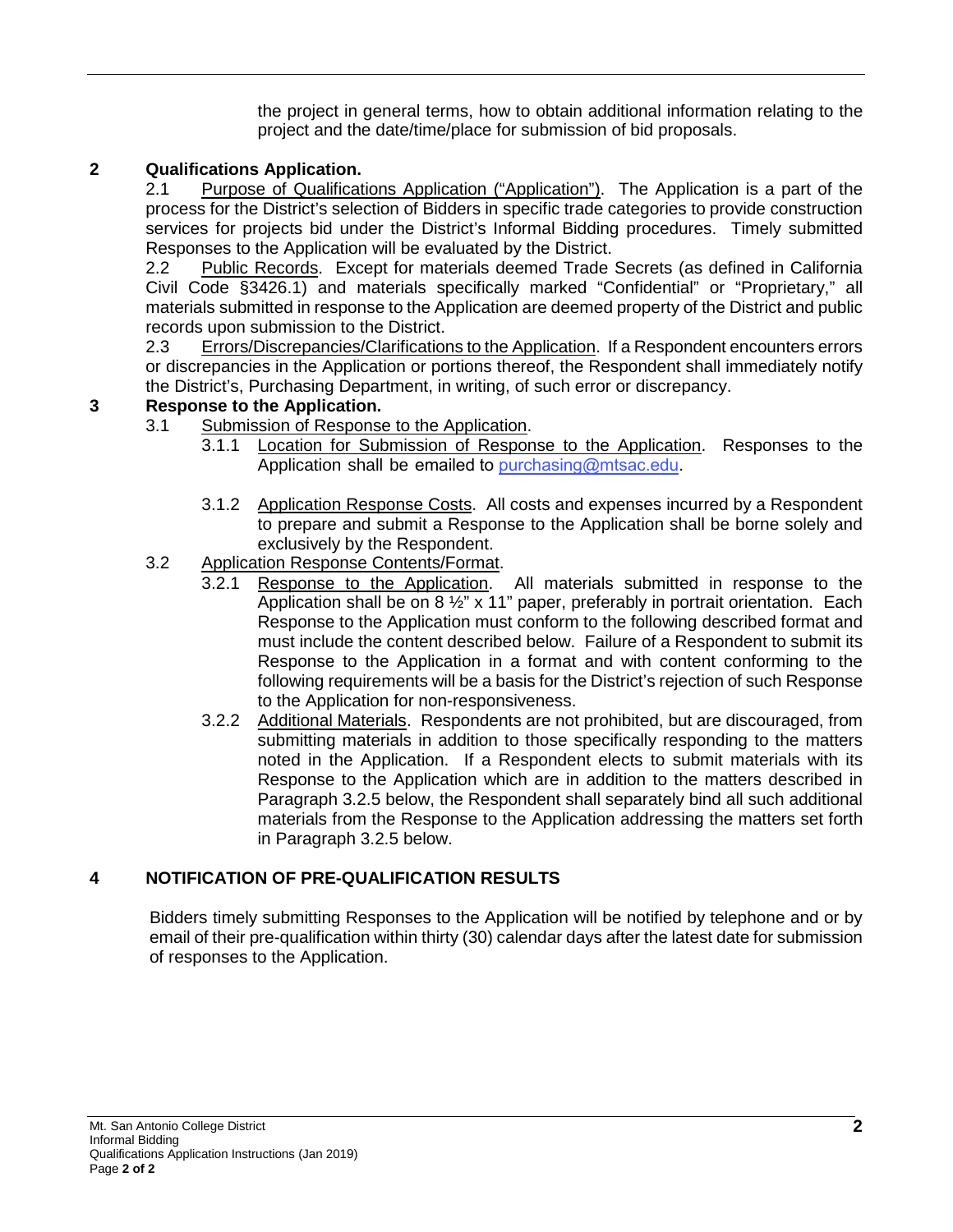the project in general terms, how to obtain additional information relating to the project and the date/time/place for submission of bid proposals.

## 2 Qualifications Application.

2.1 Purpose of Qualifications Application ("Application"). The Application is a part of the process for the District's selection of Bidders in specific trade categories to provide construction services for projects bid under the District's Informal Bidding procedures. Timely submitted Responses to the Application will be evaluated by the District.

2.2 Public Records. Except for materials deemed Trade Secrets (as defined in California Civil Code §3426.1) and materials specifically marked "Confidential" or "Proprietary," all materials submitted in response to the Application are deemed property of the District and public records upon submission to the District.

2.3 Errors/Discrepancies/Clarifications to the Application. If a Respondent encounters errors or discrepancies in the Application or portions thereof, the Respondent shall immediately notify the District's, Purchasing Department, in writing, of such error or discrepancy.

## 3 Response to the Application.

3.1 Submission of Response to the Application.

3.1.1 Location for Submission of Response to the Application. Responses to the Application shall be emailed to purchasing@mtsac.edu.

3.1.2 Application Response Costs. All costs and expenses incurred by a Respondent to prepare and submit a Response to the Application shall be borne solely and exclusively by the Respondent.

3.2 Application Response Contents/Format.

3.2.1 Response to the Application. All materials submitted in response to the Application shall be on 8 ½" x 11" paper, preferably in portrait orientation. Each Response to the Application must conform to the following described format and must include the content described below. Failure of a Respondent to submit its Response to the Application in a format and with content conforming to the following requirements will be a basis for the District's rejection of such Response to the Application for non-responsiveness.

3.2.2 Additional Materials. Respondents are not prohibited, but are discouraged, from submitting materials in addition to those specifically responding to the matters noted in the Application. If a Respondent elects to submit materials with its Response to the Application which are in addition to the matters described in Paragraph 3.2.5 below, the Respondent shall separately bind all such additional materials from the Response to the Application addressing the matters set forth in Paragraph 3.2.5 below.

## 4 NOTIFICATION OF PRE-QUALIFICATION RESULTS

Bidders timely submitting Responses to the Application will be notified by telephone and or by email of their pre-qualification within thirty (30) calendar days after the latest date for submission of responses to the Application.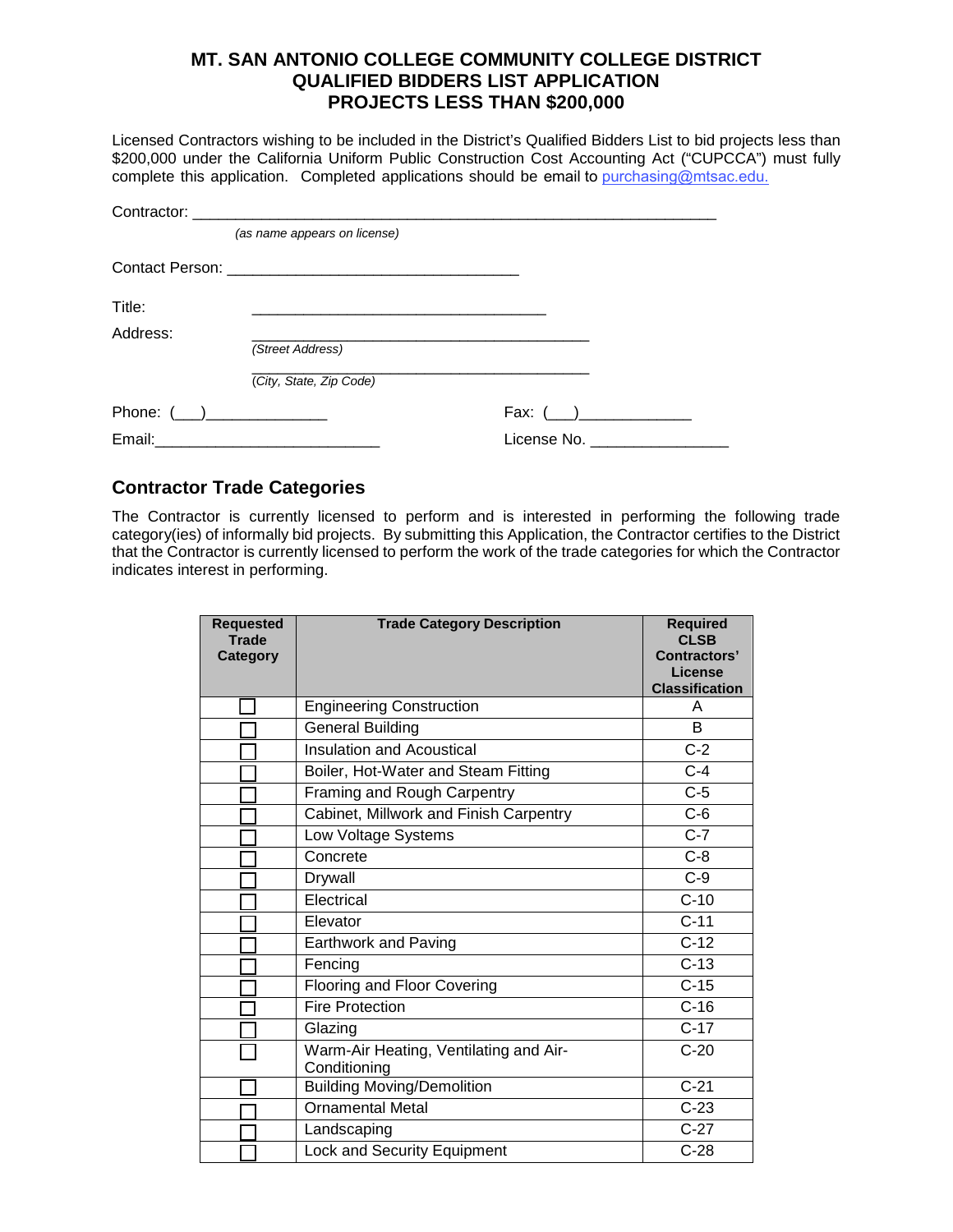# MT. SAN ANTONIO COLLEGE COMMUNITY COLLEGE DISTRICT
# QUALIFIED BIDDERS LIST APPLICATION
# PROJECTS LESS THAN $200,000

Licensed Contractors wishing to be included in the District's Qualified Bidders List to bid projects less than $200,000 under the California Uniform Public Construction Cost Accounting Act ("CUPCCA") must fully complete this application. Completed applications should be email to purchasing@mtsac.edu.

Contractor: ___________________________________________________________________
*(as name appears on license)*

Contact Person: ______________________________________

Title: ______________________________________

Address: ____________________________________________
*(Street Address)*
____________________________________________
*(City, State, Zip Code)*

Phone: (___)_______________ Fax: (___)______________

Email:_____________________________ License No. _________________

## Contractor Trade Categories

The Contractor is currently licensed to perform and is interested in performing the following trade category(ies) of informally bid projects. By submitting this Application, the Contractor certifies to the District that the Contractor is currently licensed to perform the work of the trade categories for which the Contractor indicates interest in performing.

| Requested Trade Category | Trade Category Description | Required CLSB Contractors' License Classification |
|---|---|---|
| ☐ | Engineering Construction | A |
| ☐ | General Building | B |
| ☐ | Insulation and Acoustical | C-2 |
| ☐ | Boiler, Hot-Water and Steam Fitting | C-4 |
| ☐ | Framing and Rough Carpentry | C-5 |
| ☐ | Cabinet, Millwork and Finish Carpentry | C-6 |
| ☐ | Low Voltage Systems | C-7 |
| ☐ | Concrete | C-8 |
| ☐ | Drywall | C-9 |
| ☐ | Electrical | C-10 |
| ☐ | Elevator | C-11 |
| ☐ | Earthwork and Paving | C-12 |
| ☐ | Fencing | C-13 |
| ☐ | Flooring and Floor Covering | C-15 |
| ☐ | Fire Protection | C-16 |
| ☐ | Glazing | C-17 |
| ☐ | Warm-Air Heating, Ventilating and Air-Conditioning | C-20 |
| ☐ | Building Moving/Demolition | C-21 |
| ☐ | Ornamental Metal | C-23 |
| ☐ | Landscaping | C-27 |
| ☐ | Lock and Security Equipment | C-28 |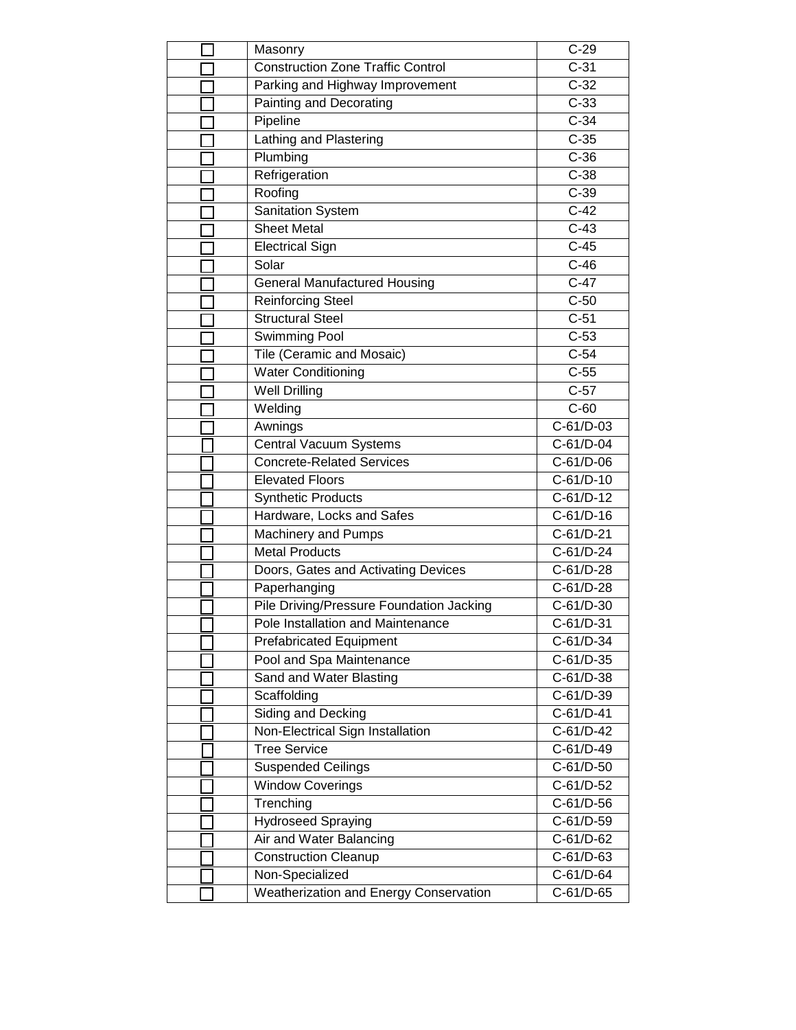| | | |
|---|---|---|
| ☐ | Masonry | C-29 |
| ☐ | Construction Zone Traffic Control | C-31 |
| ☐ | Parking and Highway Improvement | C-32 |
| ☐ | Painting and Decorating | C-33 |
| ☐ | Pipeline | C-34 |
| ☐ | Lathing and Plastering | C-35 |
| ☐ | Plumbing | C-36 |
| ☐ | Refrigeration | C-38 |
| ☐ | Roofing | C-39 |
| ☐ | Sanitation System | C-42 |
| ☐ | Sheet Metal | C-43 |
| ☐ | Electrical Sign | C-45 |
| ☐ | Solar | C-46 |
| ☐ | General Manufactured Housing | C-47 |
| ☐ | Reinforcing Steel | C-50 |
| ☐ | Structural Steel | C-51 |
| ☐ | Swimming Pool | C-53 |
| ☐ | Tile (Ceramic and Mosaic) | C-54 |
| ☐ | Water Conditioning | C-55 |
| ☐ | Well Drilling | C-57 |
| ☐ | Welding | C-60 |
| ☐ | Awnings | C-61/D-03 |
| ☐ | Central Vacuum Systems | C-61/D-04 |
| ☐ | Concrete-Related Services | C-61/D-06 |
| ☐ | Elevated Floors | C-61/D-10 |
| ☐ | Synthetic Products | C-61/D-12 |
| ☐ | Hardware, Locks and Safes | C-61/D-16 |
| ☐ | Machinery and Pumps | C-61/D-21 |
| ☐ | Metal Products | C-61/D-24 |
| ☐ | Doors, Gates and Activating Devices | C-61/D-28 |
| ☐ | Paperhanging | C-61/D-28 |
| ☐ | Pile Driving/Pressure Foundation Jacking | C-61/D-30 |
| ☐ | Pole Installation and Maintenance | C-61/D-31 |
| ☐ | Prefabricated Equipment | C-61/D-34 |
| ☐ | Pool and Spa Maintenance | C-61/D-35 |
| ☐ | Sand and Water Blasting | C-61/D-38 |
| ☐ | Scaffolding | C-61/D-39 |
| ☐ | Siding and Decking | C-61/D-41 |
| ☐ | Non-Electrical Sign Installation | C-61/D-42 |
| ☐ | Tree Service | C-61/D-49 |
| ☐ | Suspended Ceilings | C-61/D-50 |
| ☐ | Window Coverings | C-61/D-52 |
| ☐ | Trenching | C-61/D-56 |
| ☐ | Hydroseed Spraying | C-61/D-59 |
| ☐ | Air and Water Balancing | C-61/D-62 |
| ☐ | Construction Cleanup | C-61/D-63 |
| ☐ | Non-Specialized | C-61/D-64 |
| ☐ | Weatherization and Energy Conservation | C-61/D-65 |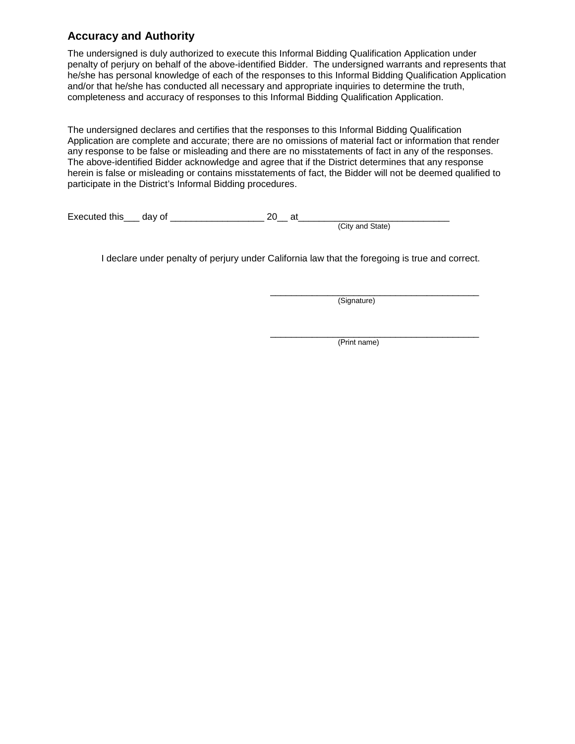## Accuracy and Authority

The undersigned is duly authorized to execute this Informal Bidding Qualification Application under penalty of perjury on behalf of the above-identified Bidder. The undersigned warrants and represents that he/she has personal knowledge of each of the responses to this Informal Bidding Qualification Application and/or that he/she has conducted all necessary and appropriate inquiries to determine the truth, completeness and accuracy of responses to this Informal Bidding Qualification Application.

The undersigned declares and certifies that the responses to this Informal Bidding Qualification Application are complete and accurate; there are no omissions of material fact or information that render any response to be false or misleading and there are no misstatements of fact in any of the responses. The above-identified Bidder acknowledge and agree that if the District determines that any response herein is false or misleading or contains misstatements of fact, the Bidder will not be deemed qualified to participate in the District's Informal Bidding procedures.

Executed this___ day of __________________ 20__ at_____________________________
(City and State)

I declare under penalty of perjury under California law that the foregoing is true and correct.

___________________________________________
(Signature)

___________________________________________
(Print name)